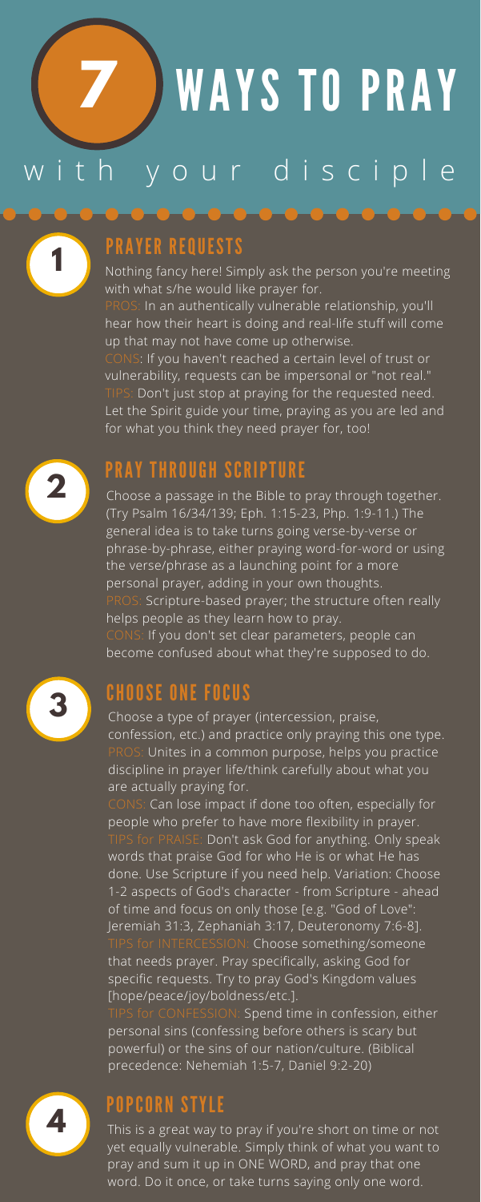# 7 WAYS TO PRAY

## with your disciple

## 1 PRAYER REQUESTS

Nothing fancy here! Simply ask the person you're meeting with what s/he would like prayer for.

PROS: In an authentically vulnerable relationship, you'll hear how their heart is doing and real-life stuff will come up that may not have come up otherwise.

CONS: If you haven't reached a certain level of trust or vulnerability, requests can be impersonal or "not real."

TIPS: Don't just stop at praying for the requested need. Let the Spirit guide your time, praying as you are led and for what you think they need prayer for, too!

## 2 PRAY THROUGH SCRIPTURE

Choose a passage in the Bible to pray through together. (Try Psalm 16/34/139; Eph. 1:15-23, Php. 1:9-11.) The general idea is to take turns going verse-by-verse or phrase-by-phrase, either praying word-for-word or using the verse/phrase as a launching point for a more personal prayer, adding in your own thoughts.

PROS: Scripture-based prayer; the structure often really helps people as they learn how to pray.

CONS: If you don't set clear parameters, people can become confused about what they're supposed to do.

## 3 CHOOSE ONE FOCUS

Choose a type of prayer (intercession, praise, confession, etc.) and practice only praying this one type.

PROS: Unites in a common purpose, helps you practice discipline in prayer life/think carefully about what you are actually praying for.

CONS: Can lose impact if done too often, especially for people who prefer to have more flexibility in prayer.

TIPS for PRAISE: Don't ask God for anything. Only speak words that praise God for who He is or what He has done. Use Scripture if you need help. Variation: Choose 1-2 aspects of God's character - from Scripture - ahead of time and focus on only those [e.g. "God of Love": Jeremiah 31:3, Zephaniah 3:17, Deuteronomy 7:6-8].

TIPS for INTERCESSION: Choose something/someone that needs prayer. Pray specifically, asking God for specific requests. Try to pray God's Kingdom values [hope/peace/joy/boldness/etc.].

TIPS for CONFESSION: Spend time in confession, either personal sins (confessing before others is scary but powerful) or the sins of our nation/culture. (Biblical precedence: Nehemiah 1:5-7, Daniel 9:2-20)

## 4 POPCORN STYLE

This is a great way to pray if you're short on time or not yet equally vulnerable. Simply think of what you want to pray and sum it up in ONE WORD, and pray that one word. Do it once, or take turns saying only one word.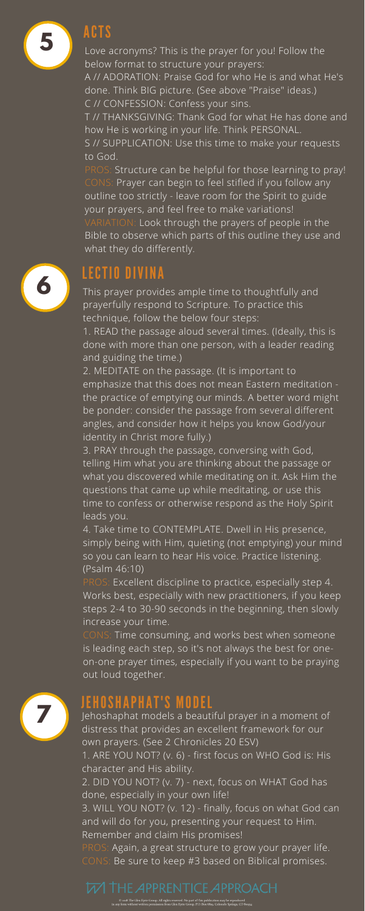## 5 ACTS

Love acronyms? This is the prayer for you! Follow the below format to structure your prayers:

A // ADORATION: Praise God for who He is and what He's done. Think BIG picture. (See above "Praise" ideas.)

C // CONFESSION: Confess your sins.

T // THANKSGIVING: Thank God for what He has done and how He is working in your life. Think PERSONAL.

S // SUPPLICATION: Use this time to make your requests to God.

PROS: Structure can be helpful for those learning to pray!

CONS: Prayer can begin to feel stifled if you follow any outline too strictly - leave room for the Spirit to guide your prayers, and feel free to make variations!

VARIATION: Look through the prayers of people in the Bible to observe which parts of this outline they use and what they do differently.

## 6 LECTIO DIVINA

This prayer provides ample time to thoughtfully and prayerfully respond to Scripture. To practice this technique, follow the below four steps:

1. READ the passage aloud several times. (Ideally, this is done with more than one person, with a leader reading and guiding the time.)
2. MEDITATE on the passage. (It is important to emphasize that this does not mean Eastern meditation - the practice of emptying our minds. A better word might be ponder: consider the passage from several different angles, and consider how it helps you know God/your identity in Christ more fully.)
3. PRAY through the passage, conversing with God, telling Him what you are thinking about the passage or what you discovered while meditating on it. Ask Him the questions that came up while meditating, or use this time to confess or otherwise respond as the Holy Spirit leads you.
4. Take time to CONTEMPLATE. Dwell in His presence, simply being with Him, quieting (not emptying) your mind so you can learn to hear His voice. Practice listening. (Psalm 46:10)

PROS: Excellent discipline to practice, especially step 4. Works best, especially with new practitioners, if you keep steps 2-4 to 30-90 seconds in the beginning, then slowly increase your time.

CONS: Time consuming, and works best when someone is leading each step, so it's not always the best for one-on-one prayer times, especially if you want to be praying out loud together.

## 7 JEHOSHAPHAT'S MODEL

Jehoshaphat models a beautiful prayer in a moment of distress that provides an excellent framework for our own prayers. (See 2 Chronicles 20 ESV)

1. ARE YOU NOT? (v. 6) - first focus on WHO God is: His character and His ability.
2. DID YOU NOT? (v. 7) - next, focus on WHAT God has done, especially in your own life!
3. WILL YOU NOT? (v. 12) - finally, focus on what God can and will do for you, presenting your request to Him. Remember and claim His promises!

PROS: Again, a great structure to grow your prayer life.

CONS: Be sure to keep #3 based on Biblical promises.

THE APPRENTICE APPROACH

© 2018 The Glen Eyrie Group. All rights reserved. No part of this publication may be reproduced in any form without written permission from Glen Eyrie Group, P.O. Box 6819, Colorado Springs, CO 80934.